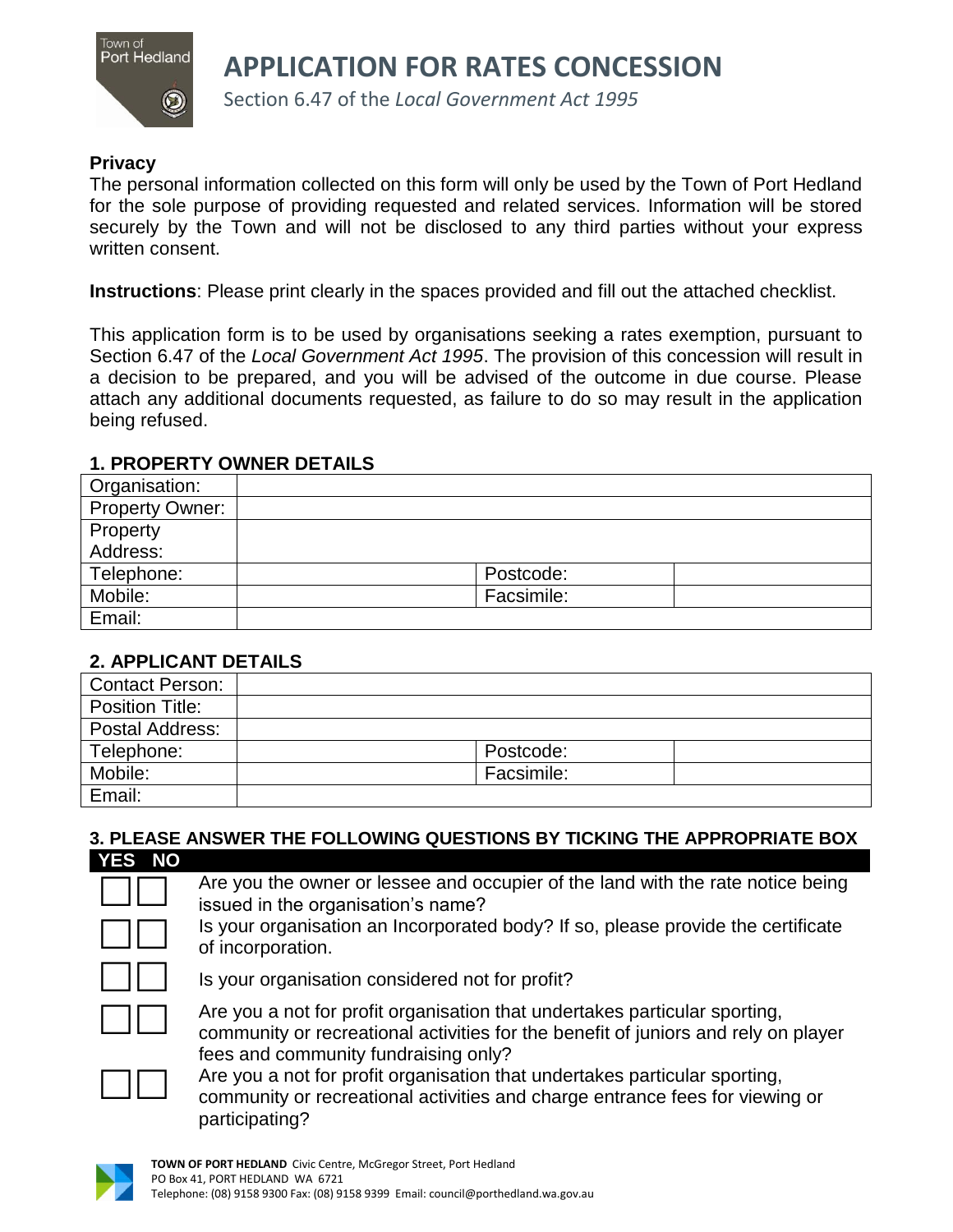# APPLICATION FOR RATES CONCESSION

Section 6.47 of the *Local Government Act 1995*

**Privacy**

The personal information collected on this form will only be used by the Town of Port Hedland for the sole purpose of providing requested and related services. Information will be stored securely by the Town and will not be disclosed to any third parties without your express written consent.

**Instructions**: Please print clearly in the spaces provided and fill out the attached checklist.

This application form is to be used by organisations seeking a rates exemption, pursuant to Section 6.47 of the *Local Government Act 1995*. The provision of this concession will result in a decision to be prepared, and you will be advised of the outcome in due course. Please attach any additional documents requested, as failure to do so may result in the application being refused.

## 1. PROPERTY OWNER DETAILS

| Organisation: | | | |
|---|---|---|---|
| Property Owner: | | | |
| Property Address: | | | |
| Telephone: | | Postcode: | |
| Mobile: | | Facsimile: | |
| Email: | | | |

## 2. APPLICANT DETAILS

| Contact Person: | | | |
|---|---|---|---|
| Position Title: | | | |
| Postal Address: | | | |
| Telephone: | | Postcode: | |
| Mobile: | | Facsimile: | |
| Email: | | | |

## 3. PLEASE ANSWER THE FOLLOWING QUESTIONS BY TICKING THE APPROPRIATE BOX

| YES | NO | |
|---|---|---|
| ☐ | ☐ | Are you the owner or lessee and occupier of the land with the rate notice being issued in the organisation's name? |
| ☐ | ☐ | Is your organisation an Incorporated body? If so, please provide the certificate of incorporation. |
| ☐ | ☐ | Is your organisation considered not for profit? |
| ☐ | ☐ | Are you a not for profit organisation that undertakes particular sporting, community or recreational activities for the benefit of juniors and rely on player fees and community fundraising only? |
| ☐ | ☐ | Are you a not for profit organisation that undertakes particular sporting, community or recreational activities and charge entrance fees for viewing or participating? |

**TOWN OF PORT HEDLAND** Civic Centre, McGregor Street, Port Hedland
PO Box 41, PORT HEDLAND WA 6721
Telephone: (08) 9158 9300 Fax: (08) 9158 9399 Email: council@porthedland.wa.gov.au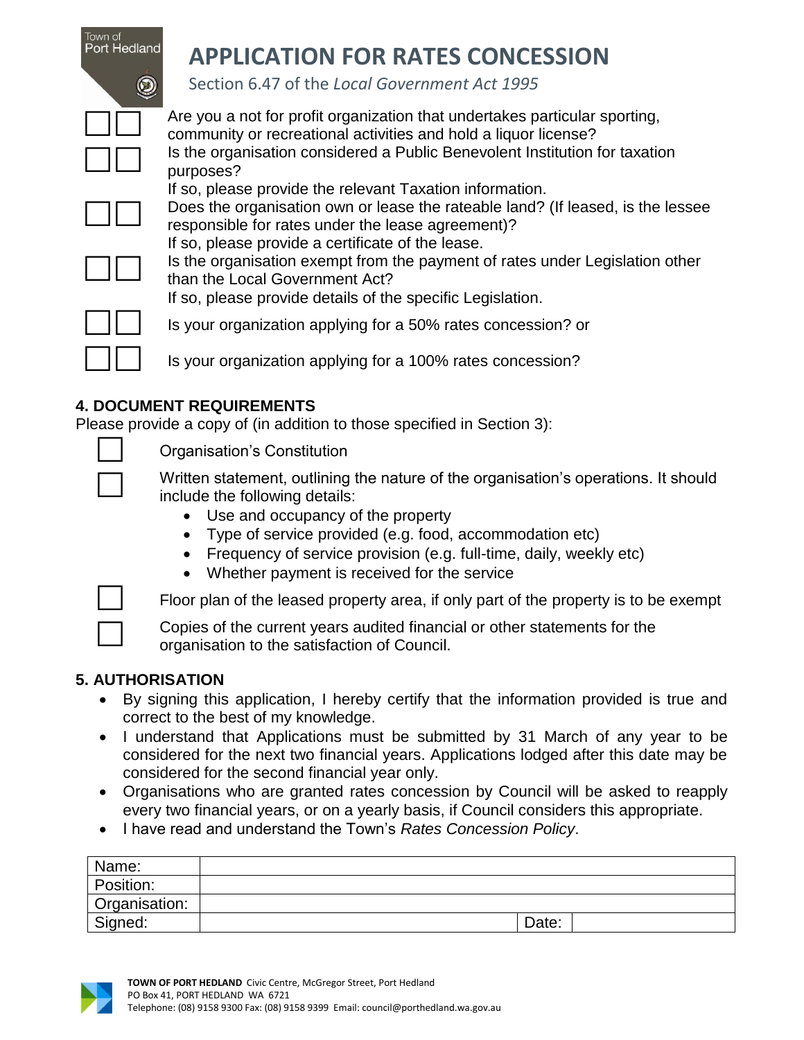# APPLICATION FOR RATES CONCESSION

Section 6.47 of the *Local Government Act 1995*

☐ ☐ Are you a not for profit organization that undertakes particular sporting, community or recreational activities and hold a liquor license?

☐ ☐ Is the organisation considered a Public Benevolent Institution for taxation purposes?
If so, please provide the relevant Taxation information.

☐ ☐ Does the organisation own or lease the rateable land? (If leased, is the lessee responsible for rates under the lease agreement)?
If so, please provide a certificate of the lease.

☐ ☐ Is the organisation exempt from the payment of rates under Legislation other than the Local Government Act?
If so, please provide details of the specific Legislation.

☐ ☐ Is your organization applying for a 50% rates concession? or

☐ ☐ Is your organization applying for a 100% rates concession?

## 4. DOCUMENT REQUIREMENTS

Please provide a copy of (in addition to those specified in Section 3):

☐ Organisation's Constitution

☐ Written statement, outlining the nature of the organisation's operations. It should include the following details:

- Use and occupancy of the property
- Type of service provided (e.g. food, accommodation etc)
- Frequency of service provision (e.g. full-time, daily, weekly etc)
- Whether payment is received for the service

☐ Floor plan of the leased property area, if only part of the property is to be exempt

☐ Copies of the current years audited financial or other statements for the organisation to the satisfaction of Council.

## 5. AUTHORISATION

- By signing this application, I hereby certify that the information provided is true and correct to the best of my knowledge.
- I understand that Applications must be submitted by 31 March of any year to be considered for the next two financial years. Applications lodged after this date may be considered for the second financial year only.
- Organisations who are granted rates concession by Council will be asked to reapply every two financial years, or on a yearly basis, if Council considers this appropriate.
- I have read and understand the Town's *Rates Concession Policy*.

| | | | |
|---|---|---|---|
| Name: | | | |
| Position: | | | |
| Organisation: | | | |
| Signed: | | Date: | |

**TOWN OF PORT HEDLAND** Civic Centre, McGregor Street, Port Hedland
PO Box 41, PORT HEDLAND WA 6721
Telephone: (08) 9158 9300 Fax: (08) 9158 9399 Email: council@porthedland.wa.gov.au